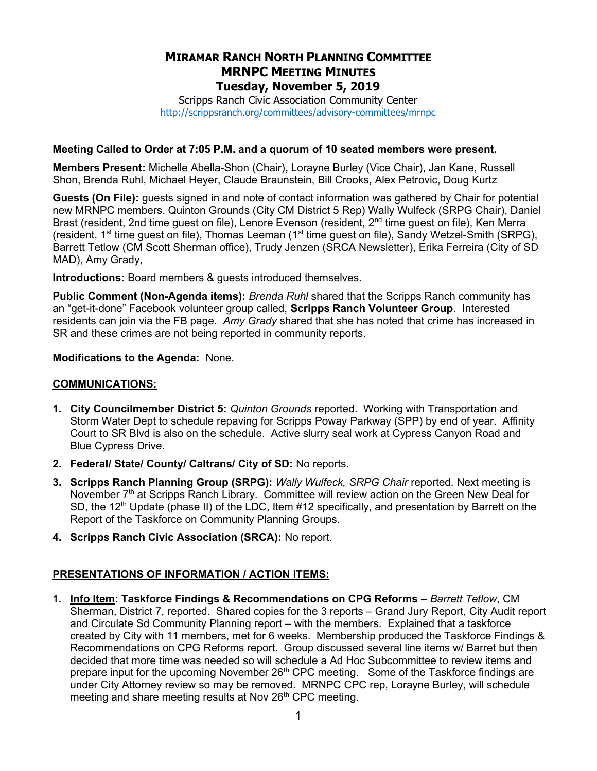# MIRAMAR RANCH NORTH PLANNING COMMITTEE
## MRNPC MEETING MINUTES
### Tuesday, November 5, 2019

Scripps Ranch Civic Association Community Center
http://scrippsranch.org/committees/advisory-committees/mrnpc

**Meeting Called to Order at 7:05 P.M. and a quorum of 10 seated members were present.**

**Members Present:** Michelle Abella-Shon (Chair)**,** Lorayne Burley (Vice Chair), Jan Kane, Russell Shon, Brenda Ruhl, Michael Heyer, Claude Braunstein, Bill Crooks, Alex Petrovic, Doug Kurtz

**Guests (On File):** guests signed in and note of contact information was gathered by Chair for potential new MRNPC members. Quinton Grounds (City CM District 5 Rep) Wally Wulfeck (SRPG Chair), Daniel Brast (resident, 2nd time guest on file), Lenore Evenson (resident, 2nd time guest on file), Ken Merra (resident, 1st time guest on file), Thomas Leeman (1st time guest on file), Sandy Wetzel-Smith (SRPG), Barrett Tetlow (CM Scott Sherman office), Trudy Jenzen (SRCA Newsletter), Erika Ferreira (City of SD MAD), Amy Grady,

**Introductions:** Board members & guests introduced themselves.

**Public Comment (Non-Agenda items):** *Brenda Ruhl* shared that the Scripps Ranch community has an "get-it-done" Facebook volunteer group called, **Scripps Ranch Volunteer Group**. Interested residents can join via the FB page. *Amy Grady* shared that she has noted that crime has increased in SR and these crimes are not being reported in community reports.

**Modifications to the Agenda:** None.

## COMMUNICATIONS:

1. **City Councilmember District 5:** *Quinton Grounds* reported. Working with Transportation and Storm Water Dept to schedule repaving for Scripps Poway Parkway (SPP) by end of year. Affinity Court to SR Blvd is also on the schedule. Active slurry seal work at Cypress Canyon Road and Blue Cypress Drive.
2. **Federal/ State/ County/ Caltrans/ City of SD:** No reports.
3. **Scripps Ranch Planning Group (SRPG):** *Wally Wulfeck, SRPG Chair* reported. Next meeting is November 7th at Scripps Ranch Library. Committee will review action on the Green New Deal for SD, the 12th Update (phase II) of the LDC, Item #12 specifically, and presentation by Barrett on the Report of the Taskforce on Community Planning Groups.
4. **Scripps Ranch Civic Association (SRCA):** No report.

## PRESENTATIONS OF INFORMATION / ACTION ITEMS:

1. **Info Item: Taskforce Findings & Recommendations on CPG Reforms** – *Barrett Tetlow*, CM Sherman, District 7, reported. Shared copies for the 3 reports – Grand Jury Report, City Audit report and Circulate Sd Community Planning report – with the members. Explained that a taskforce created by City with 11 members, met for 6 weeks. Membership produced the Taskforce Findings & Recommendations on CPG Reforms report. Group discussed several line items w/ Barret but then decided that more time was needed so will schedule a Ad Hoc Subcommittee to review items and prepare input for the upcoming November 26th CPC meeting. Some of the Taskforce findings are under City Attorney review so may be removed. MRNPC CPC rep, Lorayne Burley, will schedule meeting and share meeting results at Nov 26th CPC meeting.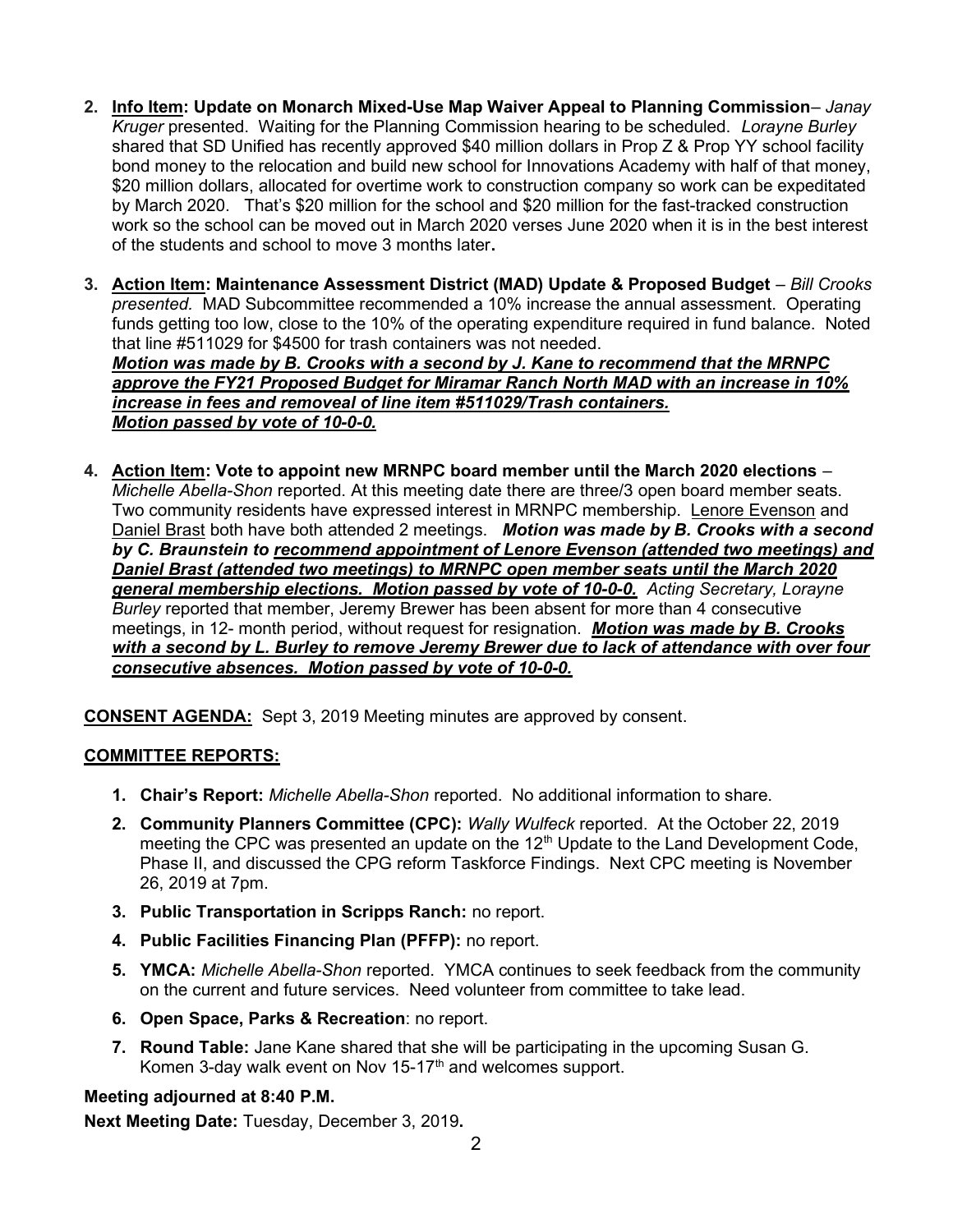2. **<u>Info Item</u>: Update on Monarch Mixed-Use Map Waiver Appeal to Planning Commission**– *Janay Kruger* presented. Waiting for the Planning Commission hearing to be scheduled. *Lorayne Burley* shared that SD Unified has recently approved $40 million dollars in Prop Z & Prop YY school facility bond money to the relocation and build new school for Innovations Academy with half of that money, $20 million dollars, allocated for overtime work to construction company so work can be expeditated by March 2020. That's $20 million for the school and $20 million for the fast-tracked construction work so the school can be moved out in March 2020 verses June 2020 when it is in the best interest of the students and school to move 3 months later**.**

3. **<u>Action Item</u>: Maintenance Assessment District (MAD) Update & Proposed Budget** – *Bill Crooks presented.* MAD Subcommittee recommended a 10% increase the annual assessment. Operating funds getting too low, close to the 10% of the operating expenditure required in fund balance. Noted that line #511029 for $4500 for trash containers was not needed.
   ***<u>Motion was made by B. Crooks with a second by J. Kane to recommend that the MRNPC approve the FY21 Proposed Budget for Miramar Ranch North MAD with an increase in 10% increase in fees and removeal of line item #511029/Trash containers.</u>***
   ***<u>Motion passed by vote of 10-0-0.</u>***

4. **<u>Action Item</u>: Vote to appoint new MRNPC board member until the March 2020 elections** – *Michelle Abella-Shon* reported. At this meeting date there are three/3 open board member seats. Two community residents have expressed interest in MRNPC membership. <u>Lenore Evenson</u> and <u>Daniel Brast</u> both have both attended 2 meetings. ***Motion was made by B. Crooks with a second by C. Braunstein to <u>recommend appointment of Lenore Evenson (attended two meetings) and Daniel Brast (attended two meetings) to MRNPC open member seats until the March 2020 general membership elections. Motion passed by vote of 10-0-0.</u>*** *Acting Secretary, Lorayne Burley* reported that member, Jeremy Brewer has been absent for more than 4 consecutive meetings, in 12- month period, without request for resignation. ***<u>Motion was made by B. Crooks with a second by L. Burley to remove Jeremy Brewer due to lack of attendance with over four consecutive absences. Motion passed by vote of 10-0-0.</u>***

**<u>CONSENT AGENDA:</u>** Sept 3, 2019 Meeting minutes are approved by consent.

**<u>COMMITTEE REPORTS:</u>**

1. **Chair's Report:** *Michelle Abella-Shon* reported. No additional information to share.
2. **Community Planners Committee (CPC):** *Wally Wulfeck* reported. At the October 22, 2019 meeting the CPC was presented an update on the 12th Update to the Land Development Code, Phase II, and discussed the CPG reform Taskforce Findings. Next CPC meeting is November 26, 2019 at 7pm.
3. **Public Transportation in Scripps Ranch:** no report.
4. **Public Facilities Financing Plan (PFFP):** no report.
5. **YMCA:** *Michelle Abella-Shon* reported. YMCA continues to seek feedback from the community on the current and future services. Need volunteer from committee to take lead.
6. **Open Space, Parks & Recreation**: no report.
7. **Round Table:** Jane Kane shared that she will be participating in the upcoming Susan G. Komen 3-day walk event on Nov 15-17th and welcomes support.

**Meeting adjourned at 8:40 P.M.**

**Next Meeting Date:** Tuesday, December 3, 2019**.**